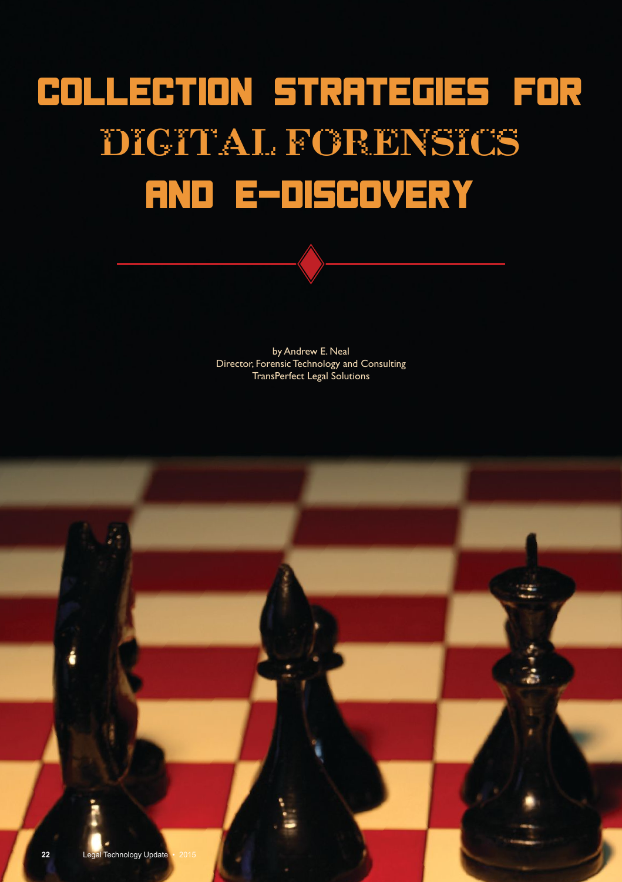# COLLECTION STRATEGIES FOR DIGITAL FORENSICS AND E-DISCOVERY

by Andrew E. Neal
Director, Forensic Technology and Consulting
TransPerfect Legal Solutions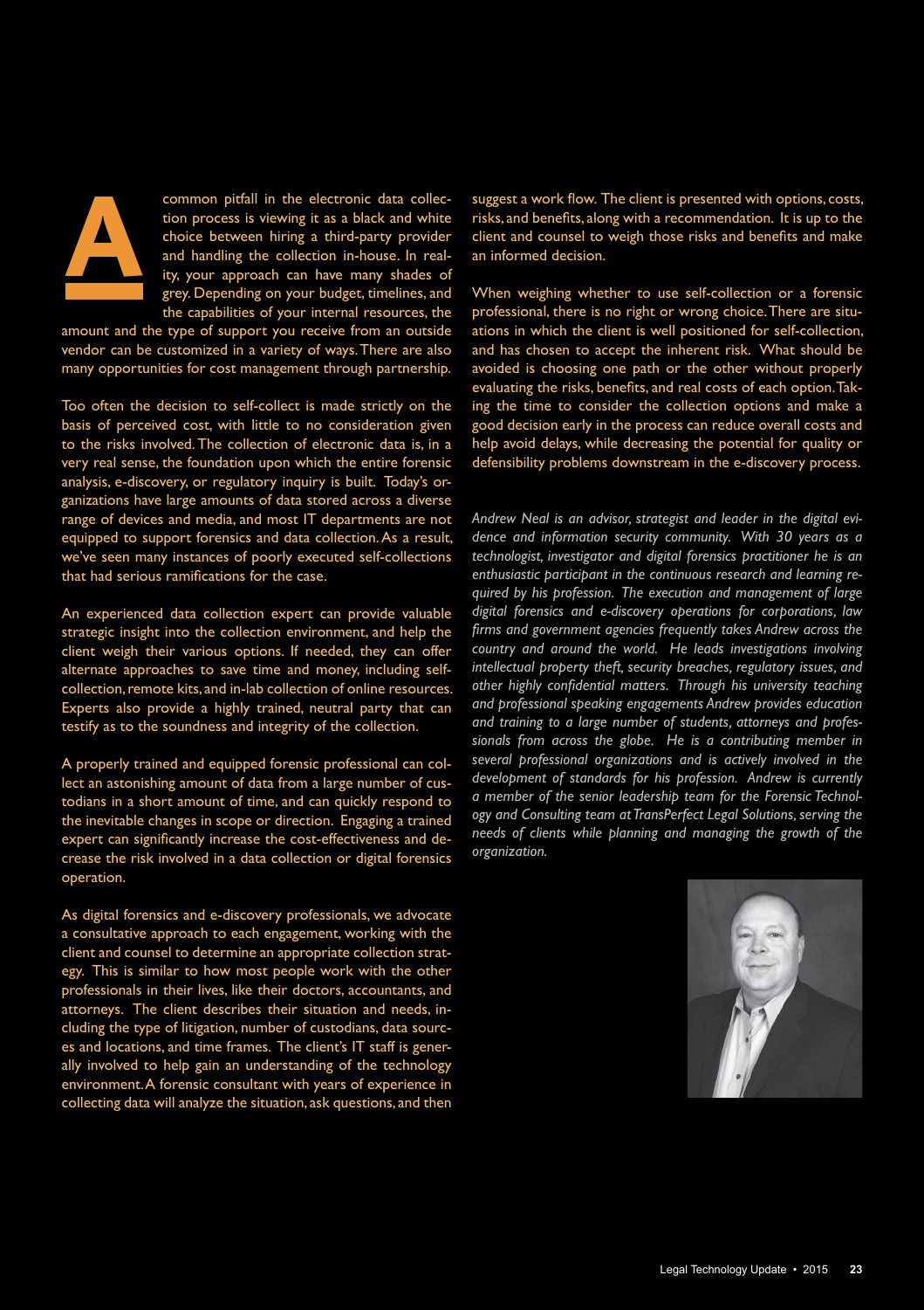A common pitfall in the electronic data collection process is viewing it as a black and white choice between hiring a third-party provider and handling the collection in-house. In reality, your approach can have many shades of grey. Depending on your budget, timelines, and the capabilities of your internal resources, the amount and the type of support you receive from an outside vendor can be customized in a variety of ways. There are also many opportunities for cost management through partnership.

Too often the decision to self-collect is made strictly on the basis of perceived cost, with little to no consideration given to the risks involved. The collection of electronic data is, in a very real sense, the foundation upon which the entire forensic analysis, e-discovery, or regulatory inquiry is built. Today's organizations have large amounts of data stored across a diverse range of devices and media, and most IT departments are not equipped to support forensics and data collection. As a result, we've seen many instances of poorly executed self-collections that had serious ramifications for the case.

An experienced data collection expert can provide valuable strategic insight into the collection environment, and help the client weigh their various options. If needed, they can offer alternate approaches to save time and money, including self-collection, remote kits, and in-lab collection of online resources. Experts also provide a highly trained, neutral party that can testify as to the soundness and integrity of the collection.

A properly trained and equipped forensic professional can collect an astonishing amount of data from a large number of custodians in a short amount of time, and can quickly respond to the inevitable changes in scope or direction. Engaging a trained expert can significantly increase the cost-effectiveness and decrease the risk involved in a data collection or digital forensics operation.

As digital forensics and e-discovery professionals, we advocate a consultative approach to each engagement, working with the client and counsel to determine an appropriate collection strategy. This is similar to how most people work with the other professionals in their lives, like their doctors, accountants, and attorneys. The client describes their situation and needs, including the type of litigation, number of custodians, data sources and locations, and time frames. The client's IT staff is generally involved to help gain an understanding of the technology environment. A forensic consultant with years of experience in collecting data will analyze the situation, ask questions, and then suggest a work flow. The client is presented with options, costs, risks, and benefits, along with a recommendation. It is up to the client and counsel to weigh those risks and benefits and make an informed decision.

When weighing whether to use self-collection or a forensic professional, there is no right or wrong choice. There are situations in which the client is well positioned for self-collection, and has chosen to accept the inherent risk. What should be avoided is choosing one path or the other without properly evaluating the risks, benefits, and real costs of each option. Taking the time to consider the collection options and make a good decision early in the process can reduce overall costs and help avoid delays, while decreasing the potential for quality or defensibility problems downstream in the e-discovery process.

*Andrew Neal is an advisor, strategist and leader in the digital evidence and information security community. With 30 years as a technologist, investigator and digital forensics practitioner he is an enthusiastic participant in the continuous research and learning required by his profession. The execution and management of large digital forensics and e-discovery operations for corporations, law firms and government agencies frequently takes Andrew across the country and around the world. He leads investigations involving intellectual property theft, security breaches, regulatory issues, and other highly confidential matters. Through his university teaching and professional speaking engagements Andrew provides education and training to a large number of students, attorneys and professionals from across the globe. He is a contributing member in several professional organizations and is actively involved in the development of standards for his profession. Andrew is currently a member of the senior leadership team for the Forensic Technology and Consulting team at TransPerfect Legal Solutions, serving the needs of clients while planning and managing the growth of the organization.*